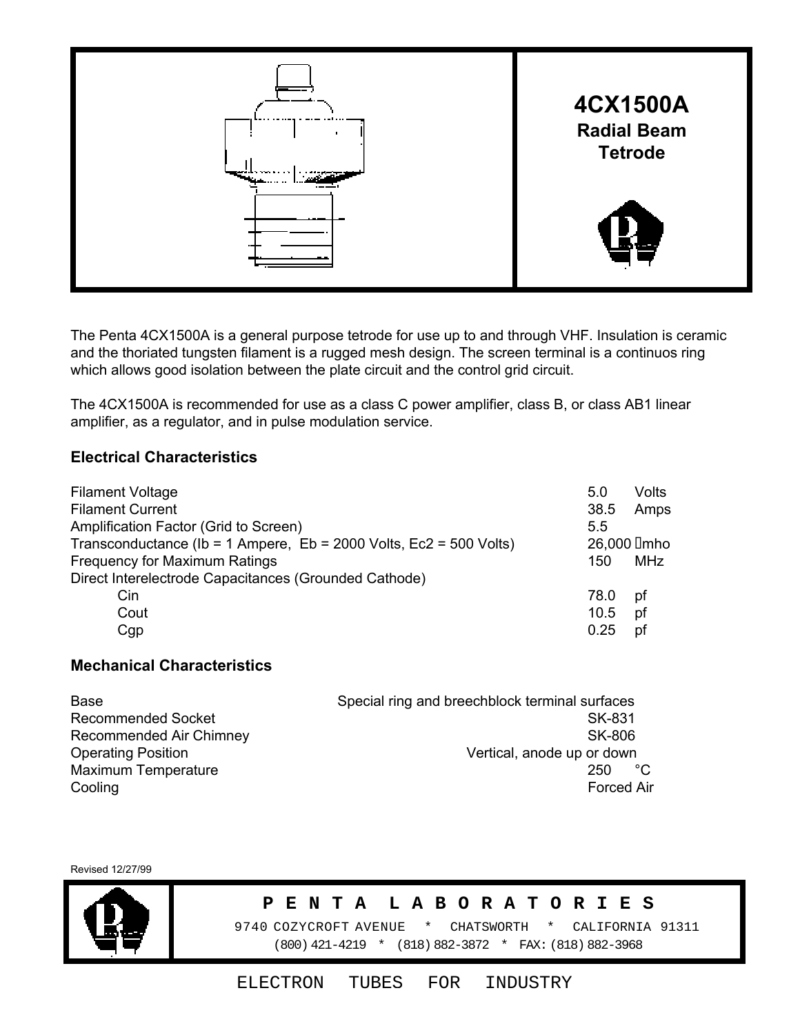# 4CX1500A

**Radial Beam Tetrode**

The Penta 4CX1500A is a general purpose tetrode for use up to and through VHF. Insulation is ceramic and the thoriated tungsten filament is a rugged mesh design. The screen terminal is a continuos ring which allows good isolation between the plate circuit and the control grid circuit.

The 4CX1500A is recommended for use as a class C power amplifier, class B, or class AB1 linear amplifier, as a regulator, and in pulse modulation service.

### Electrical Characteristics

| | | |
|---|---|---|
| Filament Voltage | 5.0 | Volts |
| Filament Current | 38.5 | Amps |
| Amplification Factor (Grid to Screen) | 5.5 | |
| Transconductance (Ib = 1 Ampere, Eb = 2000 Volts, Ec2 = 500 Volts) | 26,000 | μmho |
| Frequency for Maximum Ratings | 150 | MHz |
| Direct Interelectrode Capacitances (Grounded Cathode) | | |
| Cin | 78.0 | pf |
| Cout | 10.5 | pf |
| Cgp | 0.25 | pf |

### Mechanical Characteristics

| | |
|---|---|
| Base | Special ring and breechblock terminal surfaces |
| Recommended Socket | SK-831 |
| Recommended Air Chimney | SK-806 |
| Operating Position | Vertical, anode up or down |
| Maximum Temperature | 250 °C |
| Cooling | Forced Air |

Revised 12/27/99

**PENTA LABORATORIES**

9740 COZYCROFT AVENUE * CHATSWORTH * CALIFORNIA 91311

(800) 421-4219 * (818) 882-3872 * FAX: (818) 882-3968

ELECTRON TUBES FOR INDUSTRY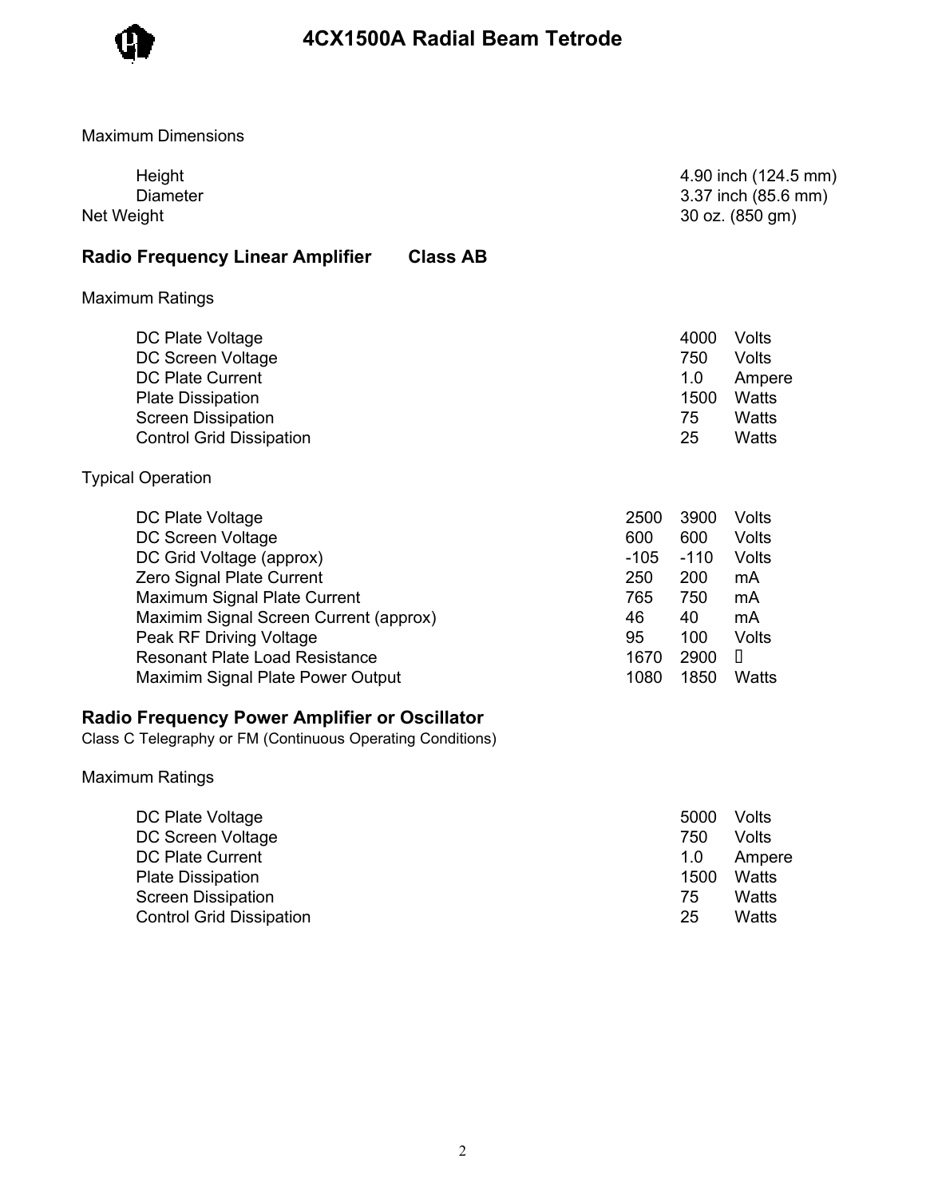# 4CX1500A Radial Beam Tetrode

Maximum Dimensions

| | |
|---|---|
| Height | 4.90 inch (124.5 mm) |
| Diameter | 3.37 inch (85.6 mm) |
| Net Weight | 30 oz. (850 gm) |

## Radio Frequency Linear Amplifier    Class AB

Maximum Ratings

| | | |
|---|---|---|
| DC Plate Voltage | 4000 | Volts |
| DC Screen Voltage | 750 | Volts |
| DC Plate Current | 1.0 | Ampere |
| Plate Dissipation | 1500 | Watts |
| Screen Dissipation | 75 | Watts |
| Control Grid Dissipation | 25 | Watts |

Typical Operation

| | | | |
|---|---|---|---|
| DC Plate Voltage | 2500 | 3900 | Volts |
| DC Screen Voltage | 600 | 600 | Volts |
| DC Grid Voltage (approx) | -105 | -110 | Volts |
| Zero Signal Plate Current | 250 | 200 | mA |
| Maximum Signal Plate Current | 765 | 750 | mA |
| Maximim Signal Screen Current (approx) | 46 | 40 | mA |
| Peak RF Driving Voltage | 95 | 100 | Volts |
| Resonant Plate Load Resistance | 1670 | 2900 | Ω |
| Maximim Signal Plate Power Output | 1080 | 1850 | Watts |

## Radio Frequency Power Amplifier or Oscillator

Class C Telegraphy or FM (Continuous Operating Conditions)

Maximum Ratings

| | | |
|---|---|---|
| DC Plate Voltage | 5000 | Volts |
| DC Screen Voltage | 750 | Volts |
| DC Plate Current | 1.0 | Ampere |
| Plate Dissipation | 1500 | Watts |
| Screen Dissipation | 75 | Watts |
| Control Grid Dissipation | 25 | Watts |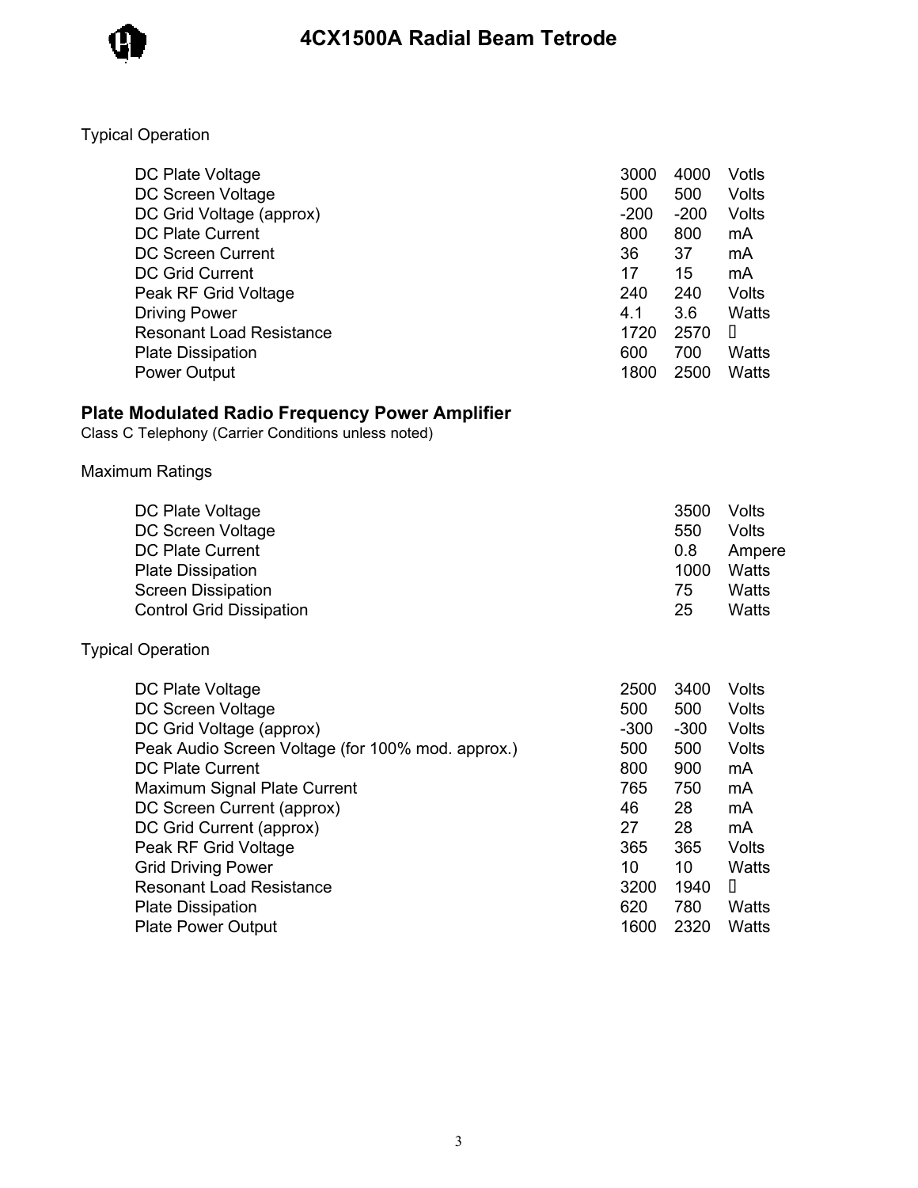Typical Operation

| | | | |
|---|---|---|---|
| DC Plate Voltage | 3000 | 4000 | Votls |
| DC Screen Voltage | 500 | 500 | Volts |
| DC Grid Voltage (approx) | -200 | -200 | Volts |
| DC Plate Current | 800 | 800 | mA |
| DC Screen Current | 36 | 37 | mA |
| DC Grid Current | 17 | 15 | mA |
| Peak RF Grid Voltage | 240 | 240 | Volts |
| Driving Power | 4.1 | 3.6 | Watts |
| Resonant Load Resistance | 1720 | 2570 | Ω |
| Plate Dissipation | 600 | 700 | Watts |
| Power Output | 1800 | 2500 | Watts |

## Plate Modulated Radio Frequency Power Amplifier

Class C Telephony (Carrier Conditions unless noted)

Maximum Ratings

| | | |
|---|---|---|
| DC Plate Voltage | 3500 | Volts |
| DC Screen Voltage | 550 | Volts |
| DC Plate Current | 0.8 | Ampere |
| Plate Dissipation | 1000 | Watts |
| Screen Dissipation | 75 | Watts |
| Control Grid Dissipation | 25 | Watts |

Typical Operation

| | | | |
|---|---|---|---|
| DC Plate Voltage | 2500 | 3400 | Volts |
| DC Screen Voltage | 500 | 500 | Volts |
| DC Grid Voltage (approx) | -300 | -300 | Volts |
| Peak Audio Screen Voltage (for 100% mod. approx.) | 500 | 500 | Volts |
| DC Plate Current | 800 | 900 | mA |
| Maximum Signal Plate Current | 765 | 750 | mA |
| DC Screen Current (approx) | 46 | 28 | mA |
| DC Grid Current (approx) | 27 | 28 | mA |
| Peak RF Grid Voltage | 365 | 365 | Volts |
| Grid Driving Power | 10 | 10 | Watts |
| Resonant Load Resistance | 3200 | 1940 | Ω |
| Plate Dissipation | 620 | 780 | Watts |
| Plate Power Output | 1600 | 2320 | Watts |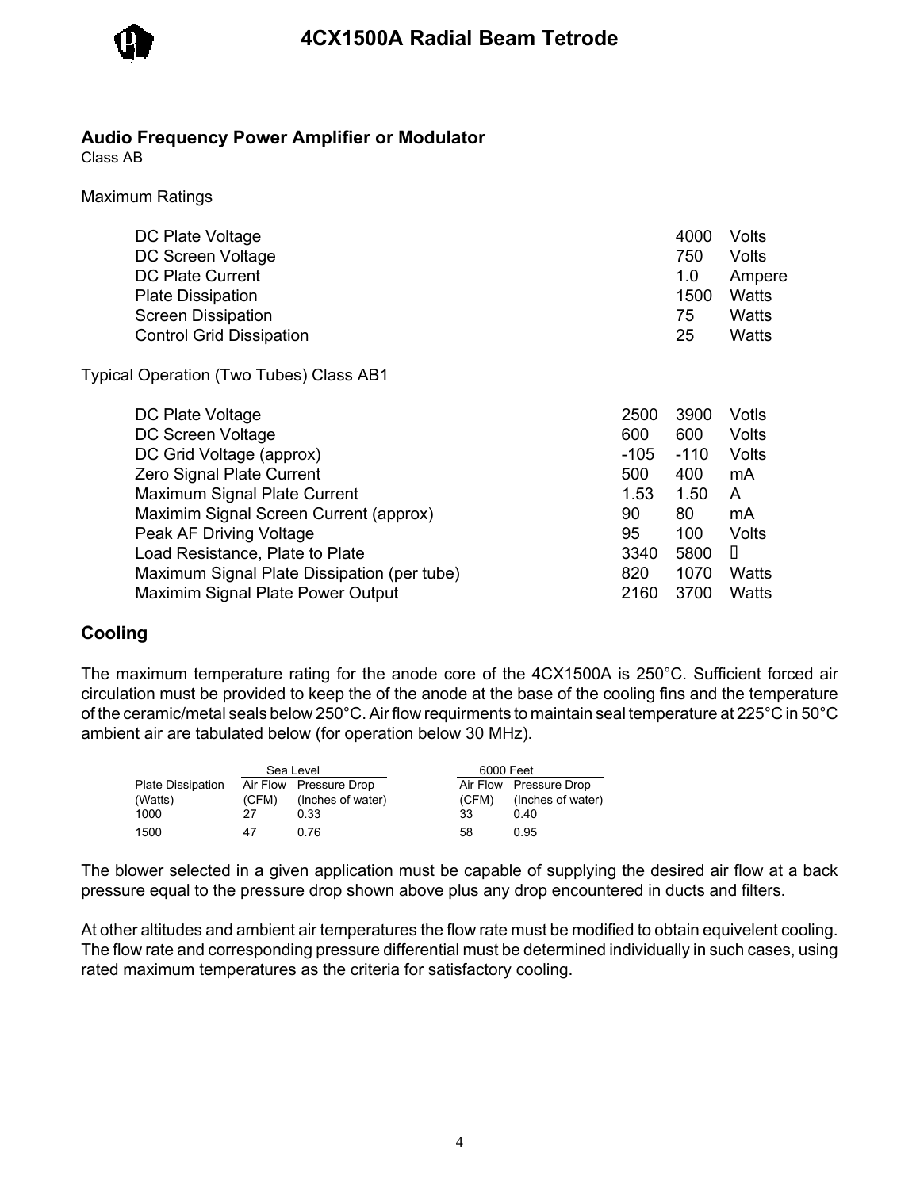# 4CX1500A Radial Beam Tetrode

## Audio Frequency Power Amplifier or Modulator

Class AB

Maximum Ratings

| | | |
|---|---|---|
| DC Plate Voltage | 4000 | Volts |
| DC Screen Voltage | 750 | Volts |
| DC Plate Current | 1.0 | Ampere |
| Plate Dissipation | 1500 | Watts |
| Screen Dissipation | 75 | Watts |
| Control Grid Dissipation | 25 | Watts |

Typical Operation (Two Tubes) Class AB1

| | | | |
|---|---|---|---|
| DC Plate Voltage | 2500 | 3900 | Votls |
| DC Screen Voltage | 600 | 600 | Volts |
| DC Grid Voltage (approx) | -105 | -110 | Volts |
| Zero Signal Plate Current | 500 | 400 | mA |
| Maximum Signal Plate Current | 1.53 | 1.50 | A |
| Maximim Signal Screen Current (approx) | 90 | 80 | mA |
| Peak AF Driving Voltage | 95 | 100 | Volts |
| Load Resistance, Plate to Plate | 3340 | 5800 | Ω |
| Maximum Signal Plate Dissipation (per tube) | 820 | 1070 | Watts |
| Maximim Signal Plate Power Output | 2160 | 3700 | Watts |

## Cooling

The maximum temperature rating for the anode core of the 4CX1500A is 250°C. Sufficient forced air circulation must be provided to keep the of the anode at the base of the cooling fins and the temperature of the ceramic/metal seals below 250°C. Air flow requirments to maintain seal temperature at 225°C in 50°C ambient air are tabulated below (for operation below 30 MHz).

| | Sea Level | | 6000 Feet | |
|---|---|---|---|---|
| Plate Dissipation (Watts) | Air Flow (CFM) | Pressure Drop (Inches of water) | Air Flow (CFM) | Pressure Drop (Inches of water) |
| 1000 | 27 | 0.33 | 33 | 0.40 |
| 1500 | 47 | 0.76 | 58 | 0.95 |

The blower selected in a given application must be capable of supplying the desired air flow at a back pressure equal to the pressure drop shown above plus any drop encountered in ducts and filters.

At other altitudes and ambient air temperatures the flow rate must be modified to obtain equivelent cooling. The flow rate and corresponding pressure differential must be determined individually in such cases, using rated maximum temperatures as the criteria for satisfactory cooling.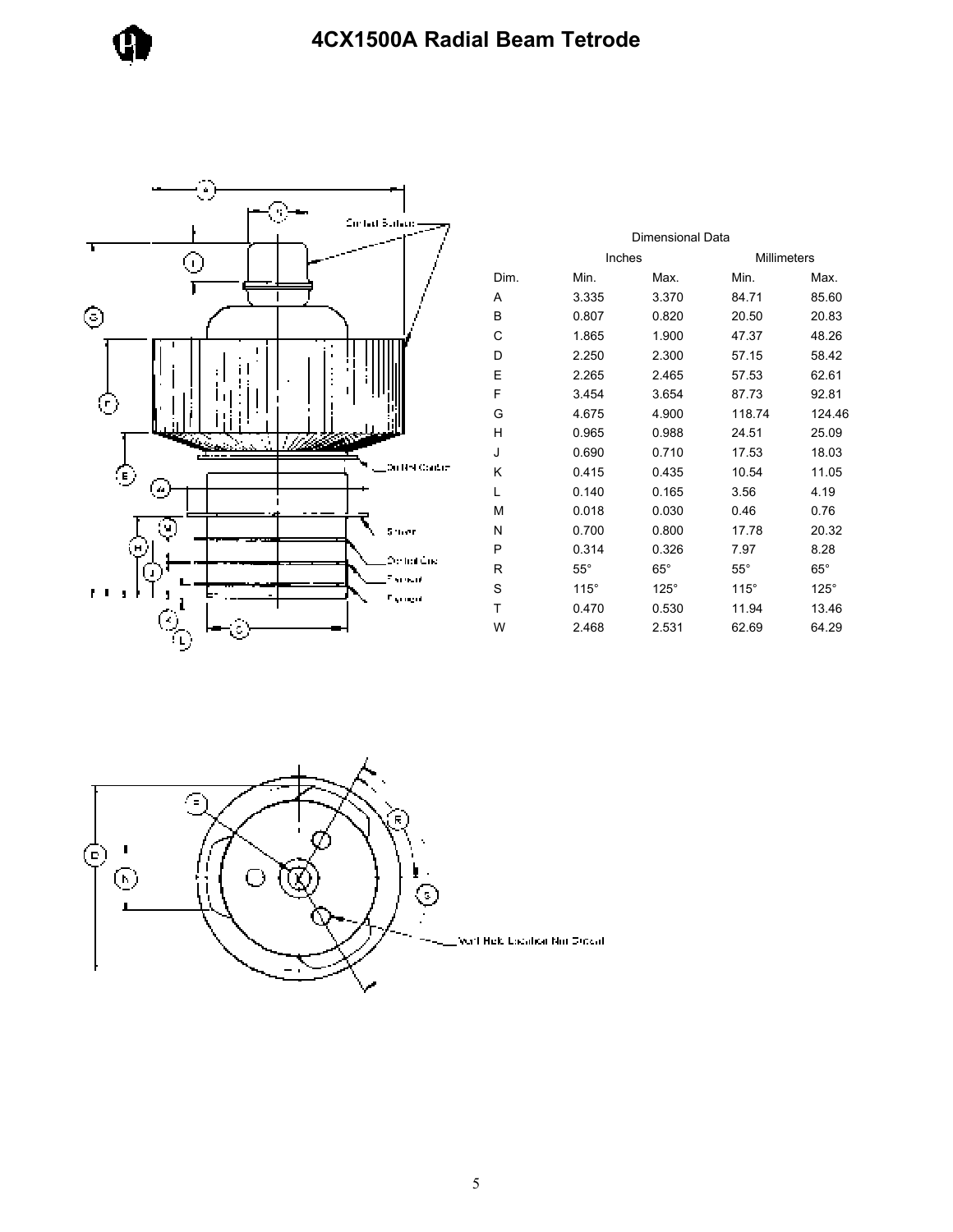# 4CX1500A Radial Beam Tetrode

| Dimensional Data | | | | |
|---|---|---|---|---|
| | Inches | | Millimeters | |
| Dim. | Min. | Max. | Min. | Max. |
| A | 3.335 | 3.370 | 84.71 | 85.60 |
| B | 0.807 | 0.820 | 20.50 | 20.83 |
| C | 1.865 | 1.900 | 47.37 | 48.26 |
| D | 2.250 | 2.300 | 57.15 | 58.42 |
| E | 2.265 | 2.465 | 57.53 | 62.61 |
| F | 3.454 | 3.654 | 87.73 | 92.81 |
| G | 4.675 | 4.900 | 118.74 | 124.46 |
| H | 0.965 | 0.988 | 24.51 | 25.09 |
| J | 0.690 | 0.710 | 17.53 | 18.03 |
| K | 0.415 | 0.435 | 10.54 | 11.05 |
| L | 0.140 | 0.165 | 3.56 | 4.19 |
| M | 0.018 | 0.030 | 0.46 | 0.76 |
| N | 0.700 | 0.800 | 17.78 | 20.32 |
| P | 0.314 | 0.326 | 7.97 | 8.28 |
| R | 55° | 65° | 55° | 65° |
| S | 115° | 125° | 115° | 125° |
| T | 0.470 | 0.530 | 11.94 | 13.46 |
| W | 2.468 | 2.531 | 62.69 | 64.29 |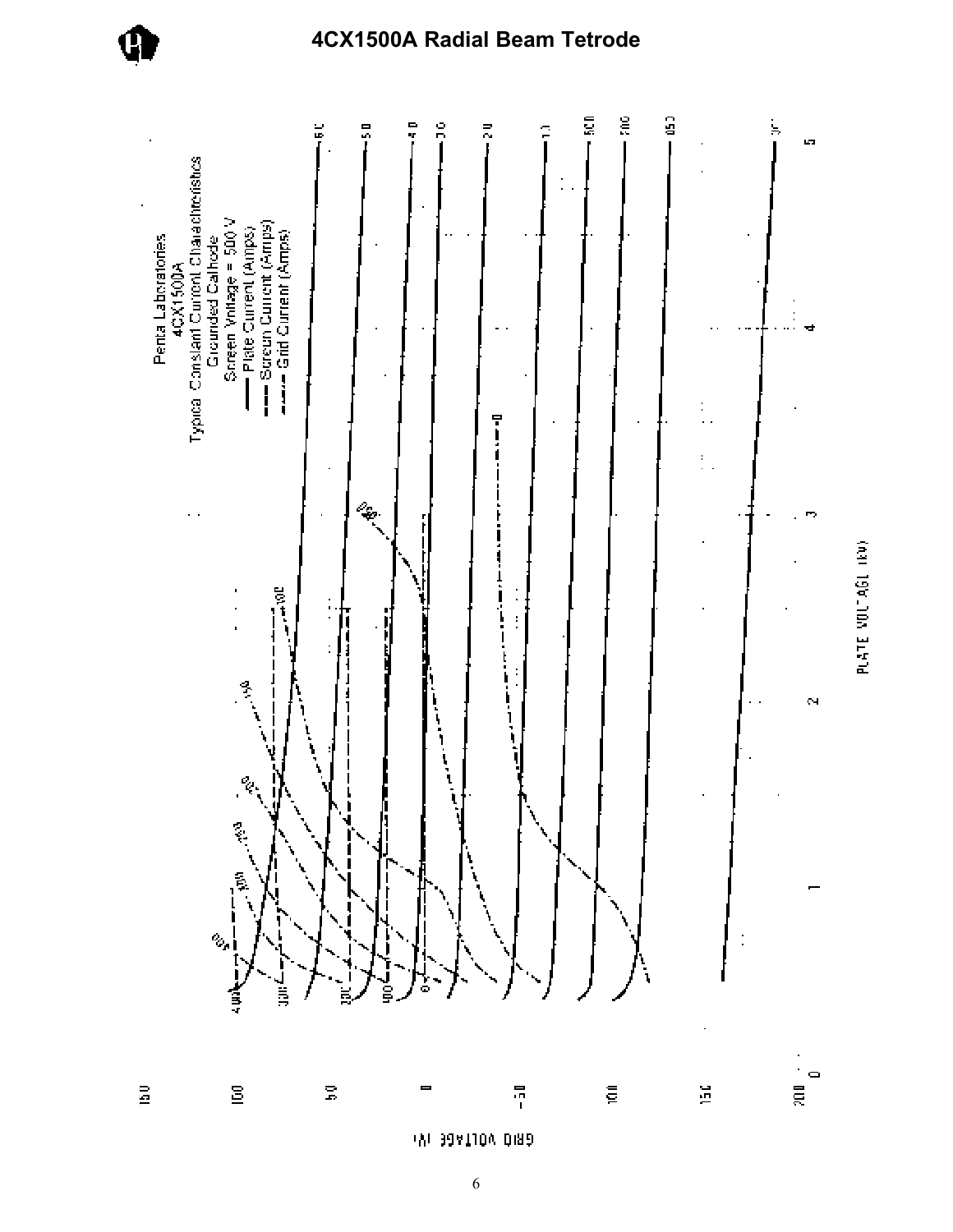# 4CX1500A Radial Beam Tetrode

Penta Laboratories
4CX1500A
Typical Constant Current Characteristics
Grounded Cathode
Screen Voltage = 500 V
—— Plate Current (Amps)
- - - Screen Current (Amps)
-·-·- Grid Current (Amps)

PLATE VOLTAGE (kV)

GRID VOLTAGE (V)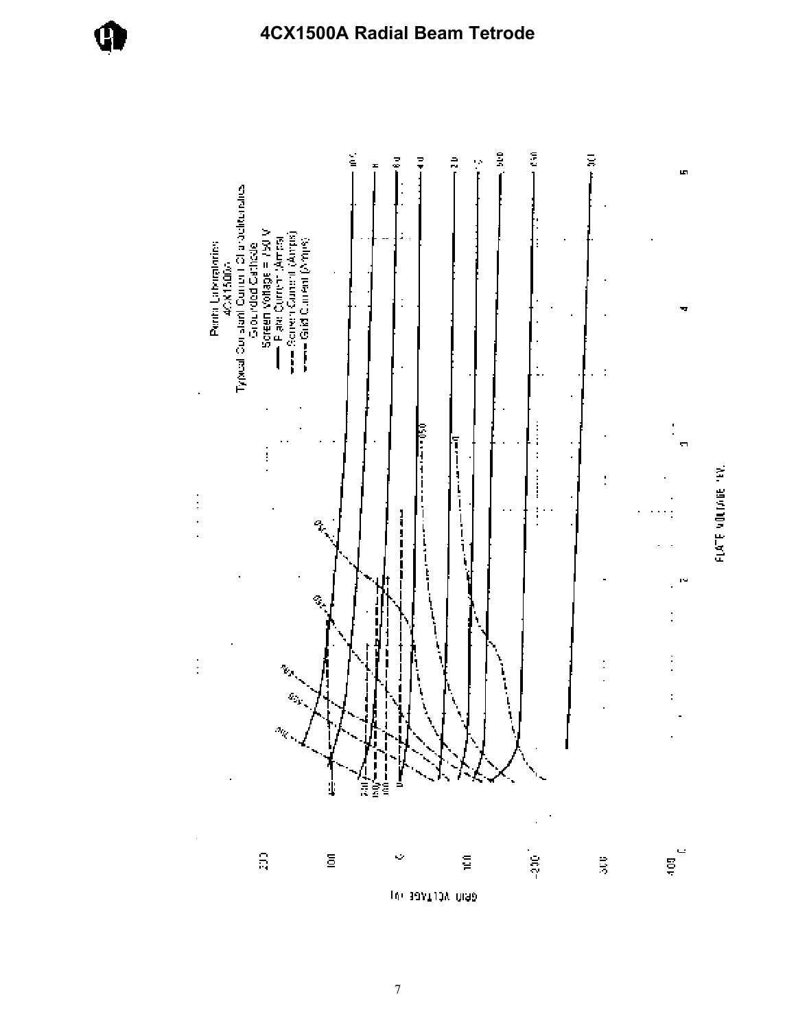# 4CX1500A Radial Beam Tetrode

Penta Laboratories
4CX1500A
Typical Constant Current Characteristics
Grounded Cathode
Screen Voltage = 750 V
Plate Current (Amps)
Screen Current (Amps)
Grid Current (Amps)

GRID VOLTAGE (V)

PLATE VOLTAGE (KV)